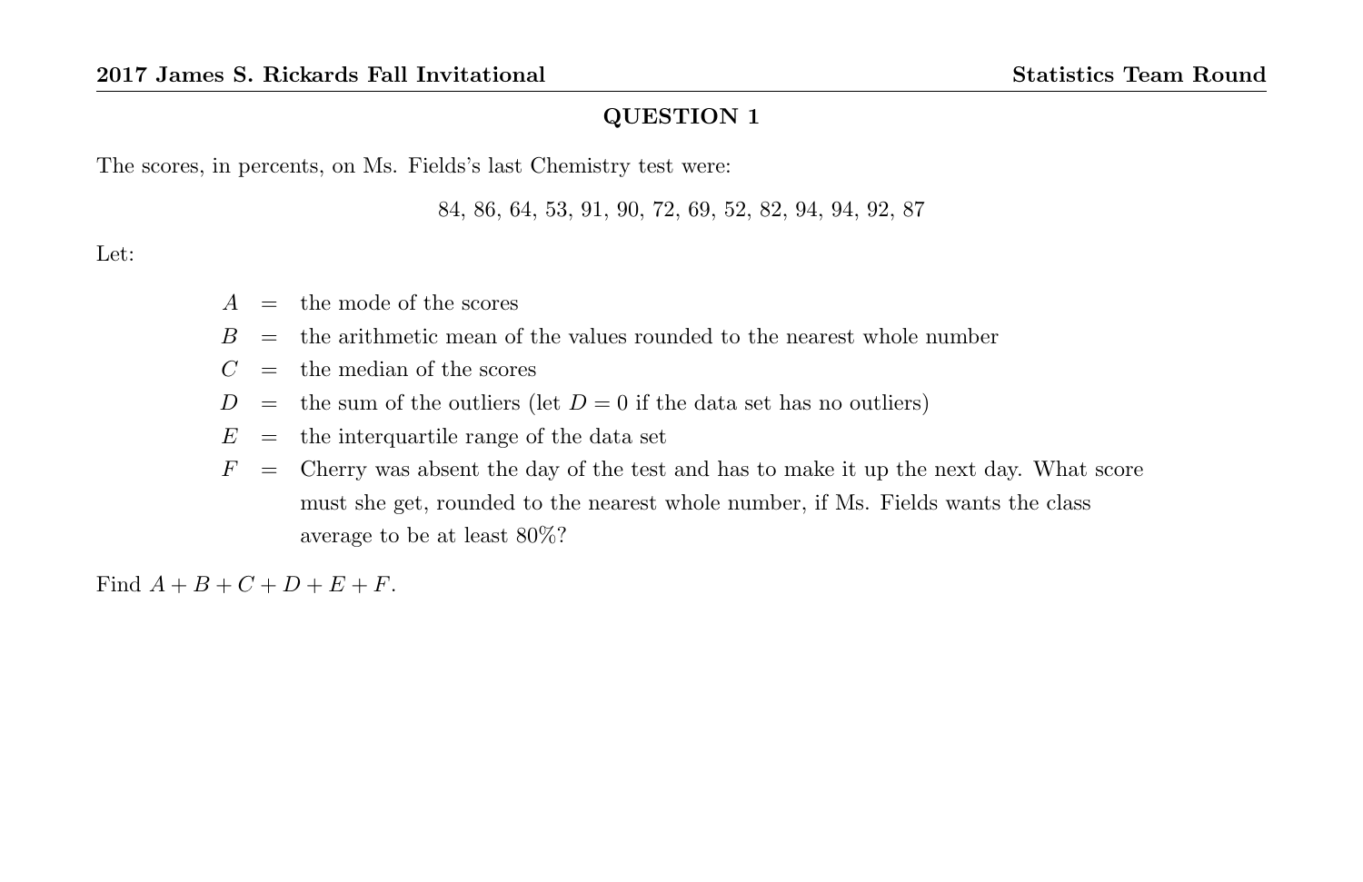## QUESTION 1

The scores, in percents, on Ms. Fields's last Chemistry test were:

$$84, 86, 64, 53, 91, 90, 72, 69, 52, 82, 94, 94, 92, 87$$

Let:

$A$ = the mode of the scores

$B$ = the arithmetic mean of the values rounded to the nearest whole number

$C$ = the median of the scores

$D$ = the sum of the outliers (let $D = 0$ if the data set has no outliers)

$E$ = the interquartile range of the data set

$F$ = Cherry was absent the day of the test and has to make it up the next day. What score must she get, rounded to the nearest whole number, if Ms. Fields wants the class average to be at least 80%?

Find $A + B + C + D + E + F$.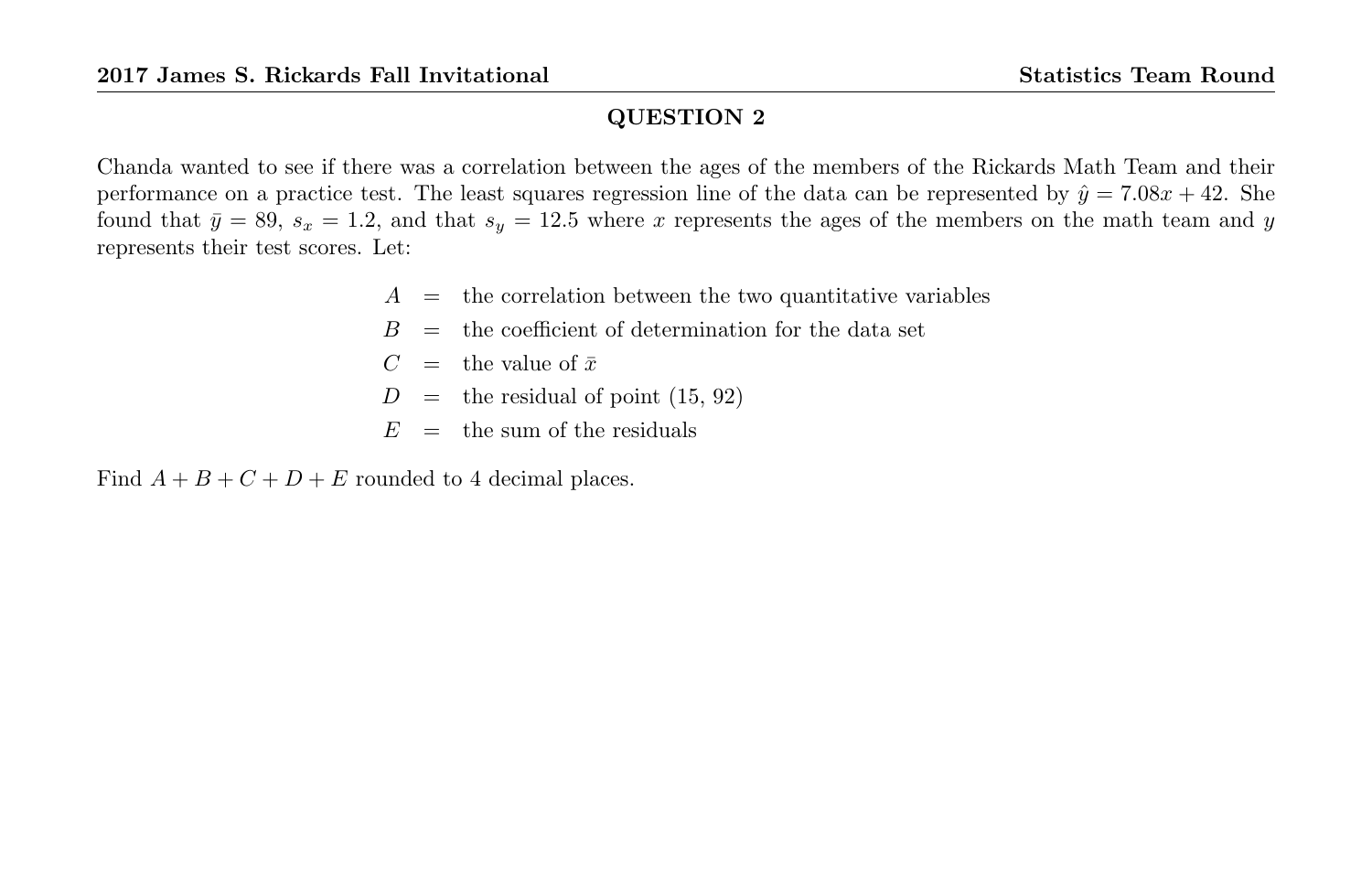## QUESTION 2

Chanda wanted to see if there was a correlation between the ages of the members of the Rickards Math Team and their performance on a practice test. The least squares regression line of the data can be represented by $\hat{y} = 7.08x + 42$. She found that $\bar{y} = 89$, $s_x = 1.2$, and that $s_y = 12.5$ where $x$ represents the ages of the members on the math team and $y$ represents their test scores. Let:

$$
\begin{aligned}
A &= \text{the correlation between the two quantitative variables} \\
B &= \text{the coefficient of determination for the data set} \\
C &= \text{the value of } \bar{x} \\
D &= \text{the residual of point (15, 92)} \\
E &= \text{the sum of the residuals}
\end{aligned}
$$

Find $A + B + C + D + E$ rounded to 4 decimal places.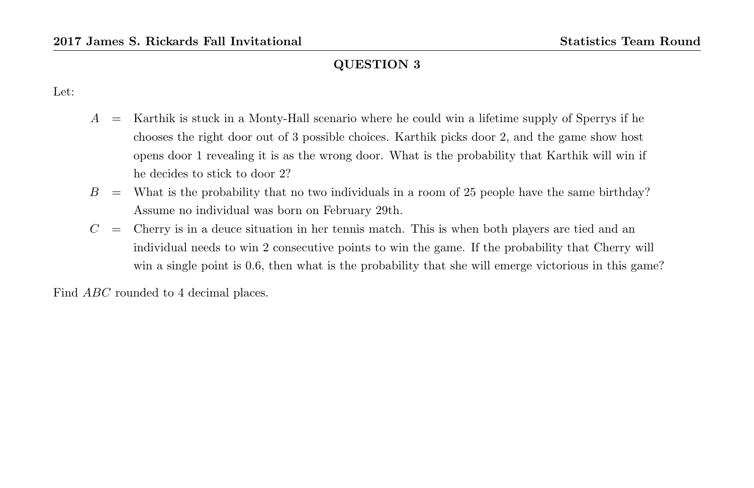## QUESTION 3

Let:

$A$ = Karthik is stuck in a Monty-Hall scenario where he could win a lifetime supply of Sperrys if he chooses the right door out of 3 possible choices. Karthik picks door 2, and the game show host opens door 1 revealing it is as the wrong door. What is the probability that Karthik will win if he decides to stick to door 2?

$B$ = What is the probability that no two individuals in a room of 25 people have the same birthday? Assume no individual was born on February 29th.

$C$ = Cherry is in a deuce situation in her tennis match. This is when both players are tied and an individual needs to win 2 consecutive points to win the game. If the probability that Cherry will win a single point is 0.6, then what is the probability that she will emerge victorious in this game?

Find $ABC$ rounded to 4 decimal places.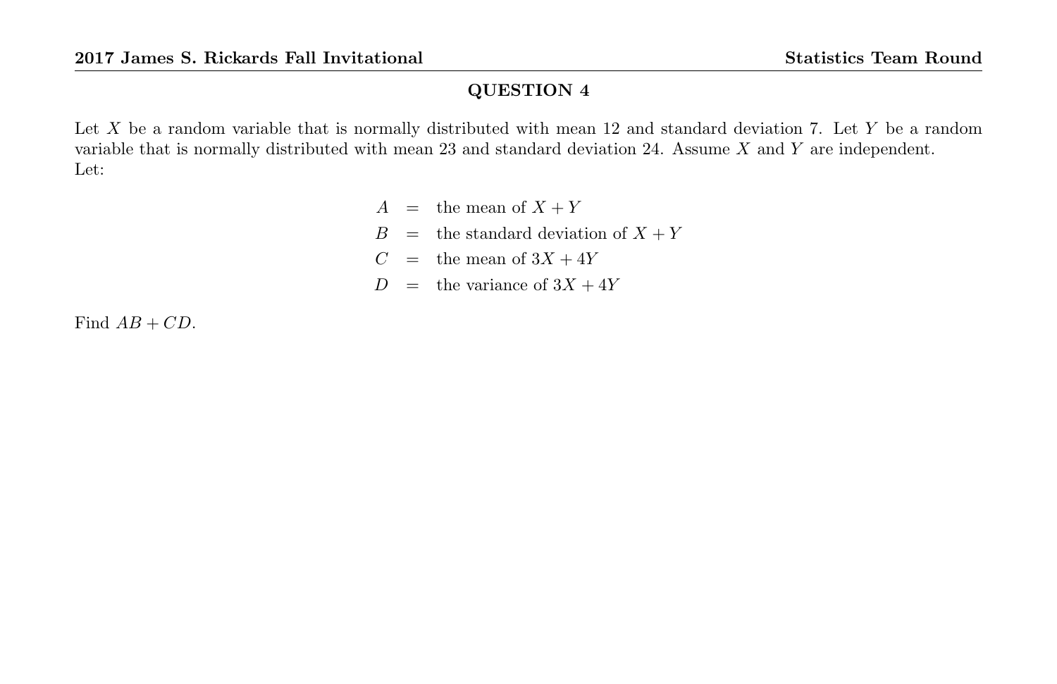## QUESTION 4

Let $X$ be a random variable that is normally distributed with mean 12 and standard deviation 7. Let $Y$ be a random variable that is normally distributed with mean 23 and standard deviation 24. Assume $X$ and $Y$ are independent.
Let:

$$
\begin{aligned}
A &= \text{the mean of } X+Y \\
B &= \text{the standard deviation of } X+Y \\
C &= \text{the mean of } 3X+4Y \\
D &= \text{the variance of } 3X+4Y
\end{aligned}
$$

Find $AB + CD$.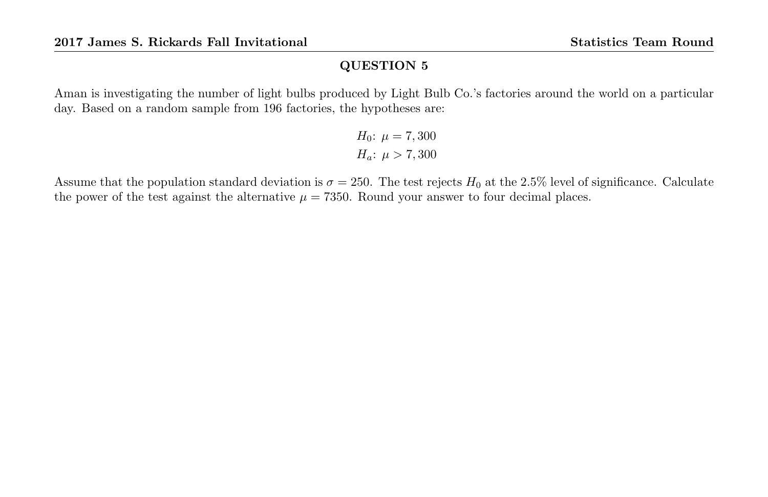## QUESTION 5

Aman is investigating the number of light bulbs produced by Light Bulb Co.'s factories around the world on a particular day. Based on a random sample from 196 factories, the hypotheses are:

$$H_0\colon \mu = 7,300$$
$$H_a\colon \mu > 7,300$$

Assume that the population standard deviation is $\sigma = 250$. The test rejects $H_0$ at the 2.5% level of significance. Calculate the power of the test against the alternative $\mu = 7350$. Round your answer to four decimal places.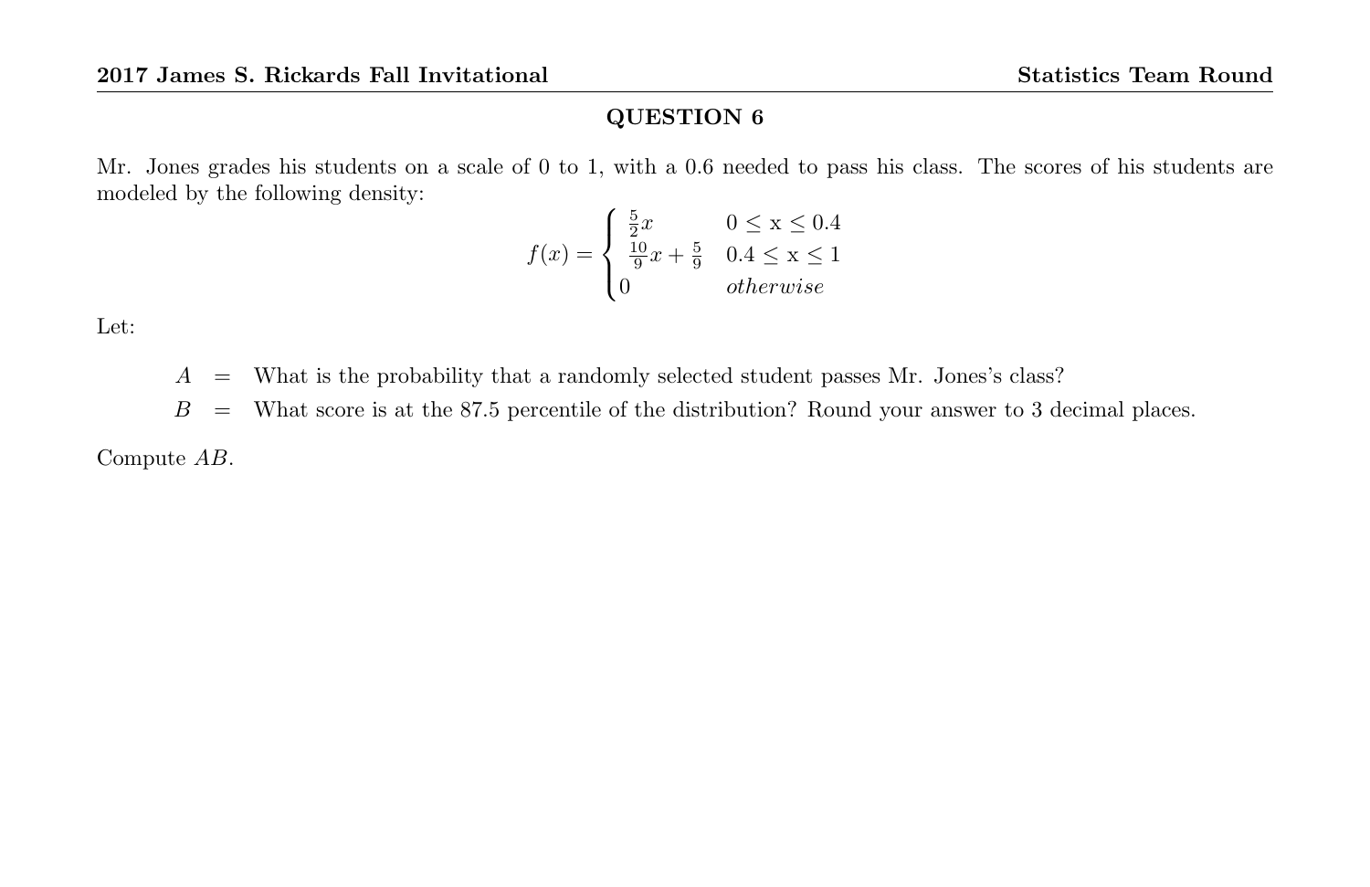## QUESTION 6

Mr. Jones grades his students on a scale of 0 to 1, with a 0.6 needed to pass his class. The scores of his students are modeled by the following density:

$$f(x) = \begin{cases} \frac{5}{2}x & 0 \leq \text{x} \leq 0.4 \\ \frac{10}{9}x + \frac{5}{9} & 0.4 \leq \text{x} \leq 1 \\ 0 & otherwise \end{cases}$$

Let:

$A$ = What is the probability that a randomly selected student passes Mr. Jones's class?

$B$ = What score is at the 87.5 percentile of the distribution? Round your answer to 3 decimal places.

Compute $AB$.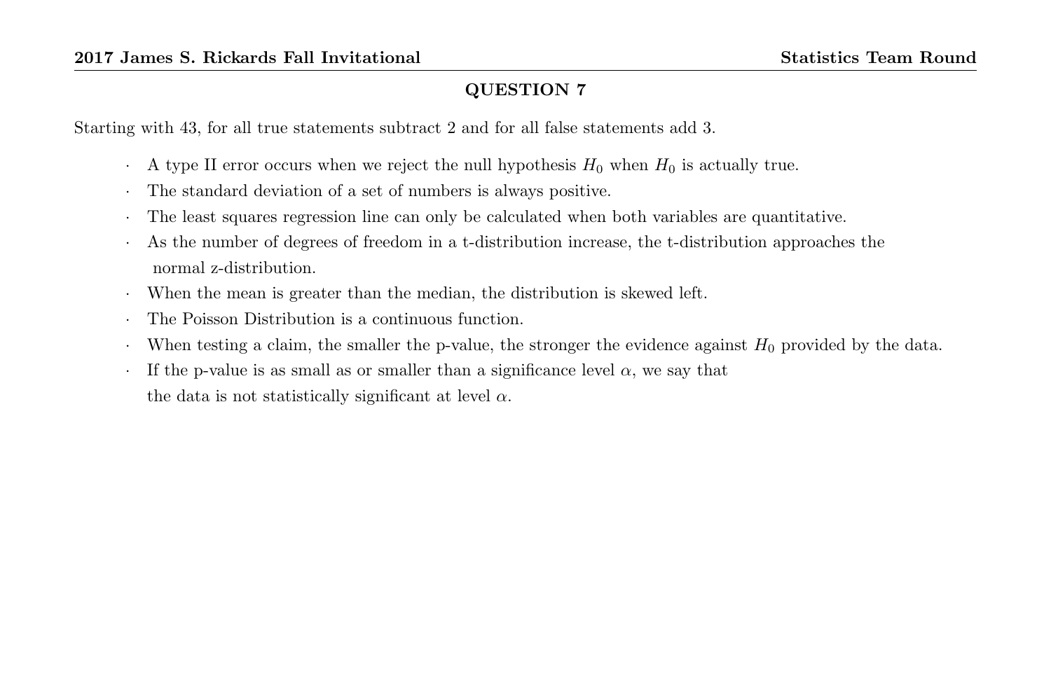## QUESTION 7

Starting with 43, for all true statements subtract 2 and for all false statements add 3.

- A type II error occurs when we reject the null hypothesis $H_0$ when $H_0$ is actually true.
- The standard deviation of a set of numbers is always positive.
- The least squares regression line can only be calculated when both variables are quantitative.
- As the number of degrees of freedom in a t-distribution increase, the t-distribution approaches the normal z-distribution.
- When the mean is greater than the median, the distribution is skewed left.
- The Poisson Distribution is a continuous function.
- When testing a claim, the smaller the p-value, the stronger the evidence against $H_0$ provided by the data.
- If the p-value is as small as or smaller than a significance level $\alpha$, we say that the data is not statistically significant at level $\alpha$.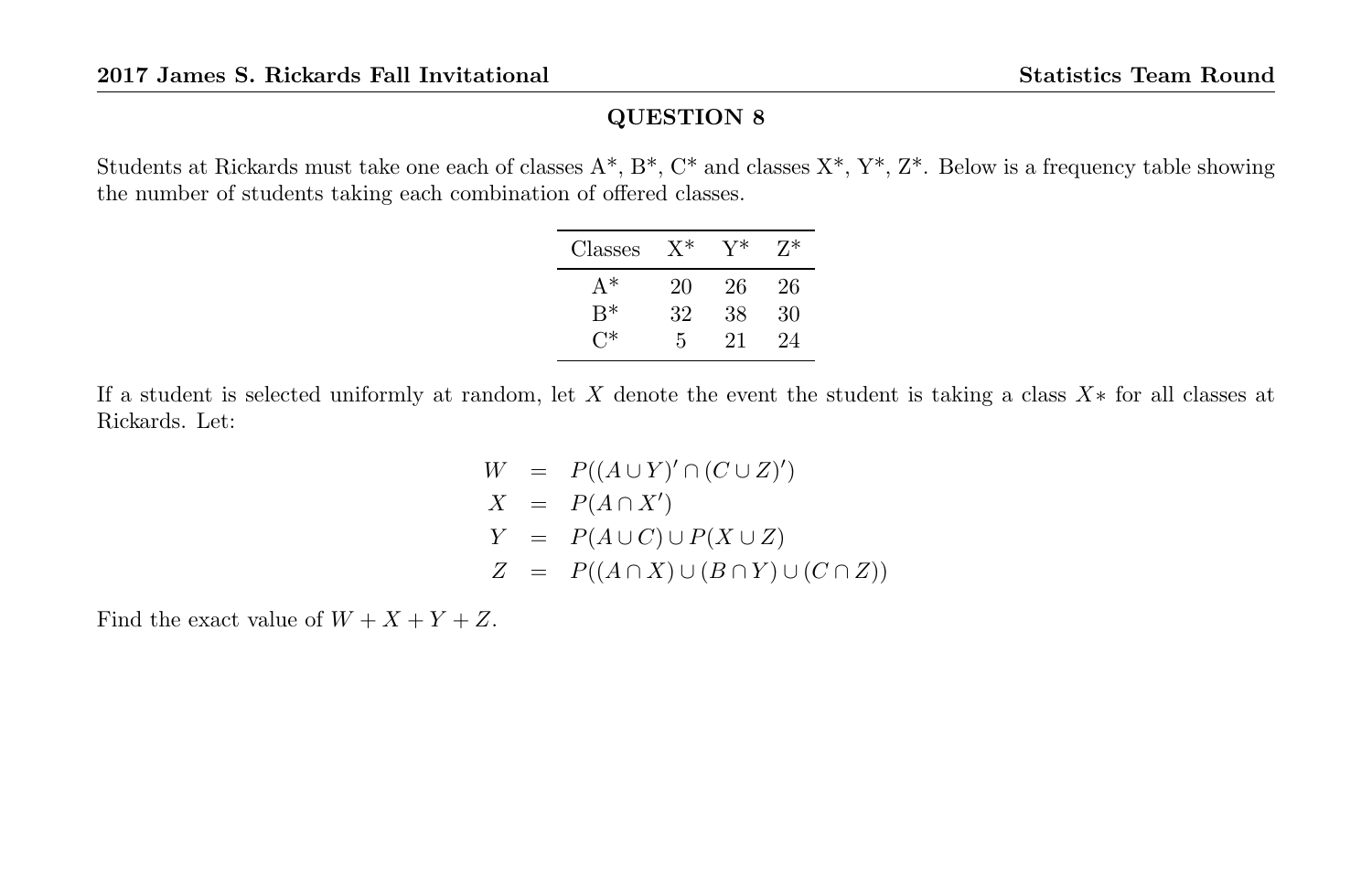## QUESTION 8

Students at Rickards must take one each of classes A*, B*, C* and classes X*, Y*, Z*. Below is a frequency table showing the number of students taking each combination of offered classes.

| Classes | X* | Y* | Z* |
|---|---|---|---|
| A* | 20 | 26 | 26 |
| B* | 32 | 38 | 30 |
| C* | 5 | 21 | 24 |

If a student is selected uniformly at random, let $X$ denote the event the student is taking a class $X*$ for all classes at Rickards. Let:

$$
\begin{aligned}
W &= P((A \cup Y)' \cap (C \cup Z)') \\
X &= P(A \cap X') \\
Y &= P(A \cup C) \cup P(X \cup Z) \\
Z &= P((A \cap X) \cup (B \cap Y) \cup (C \cap Z))
\end{aligned}
$$

Find the exact value of $W + X + Y + Z$.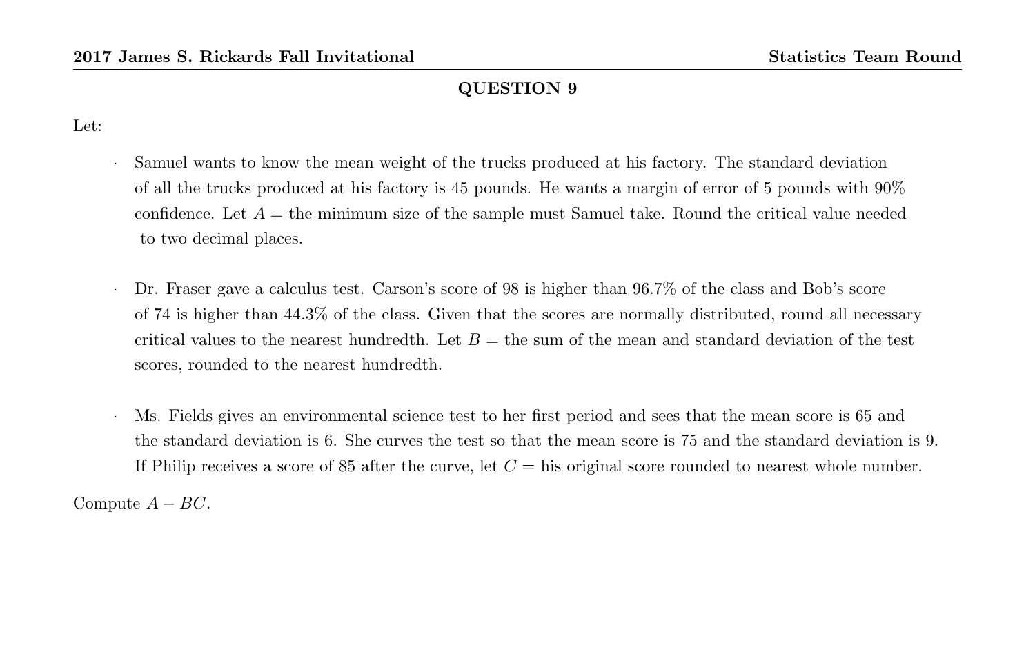## QUESTION 9

Let:

- Samuel wants to know the mean weight of the trucks produced at his factory. The standard deviation of all the trucks produced at his factory is 45 pounds. He wants a margin of error of 5 pounds with 90% confidence. Let $A =$ the minimum size of the sample must Samuel take. Round the critical value needed to two decimal places.

- Dr. Fraser gave a calculus test. Carson's score of 98 is higher than 96.7% of the class and Bob's score of 74 is higher than 44.3% of the class. Given that the scores are normally distributed, round all necessary critical values to the nearest hundredth. Let $B =$ the sum of the mean and standard deviation of the test scores, rounded to the nearest hundredth.

- Ms. Fields gives an environmental science test to her first period and sees that the mean score is 65 and the standard deviation is 6. She curves the test so that the mean score is 75 and the standard deviation is 9. If Philip receives a score of 85 after the curve, let $C =$ his original score rounded to nearest whole number.

Compute $A - BC$.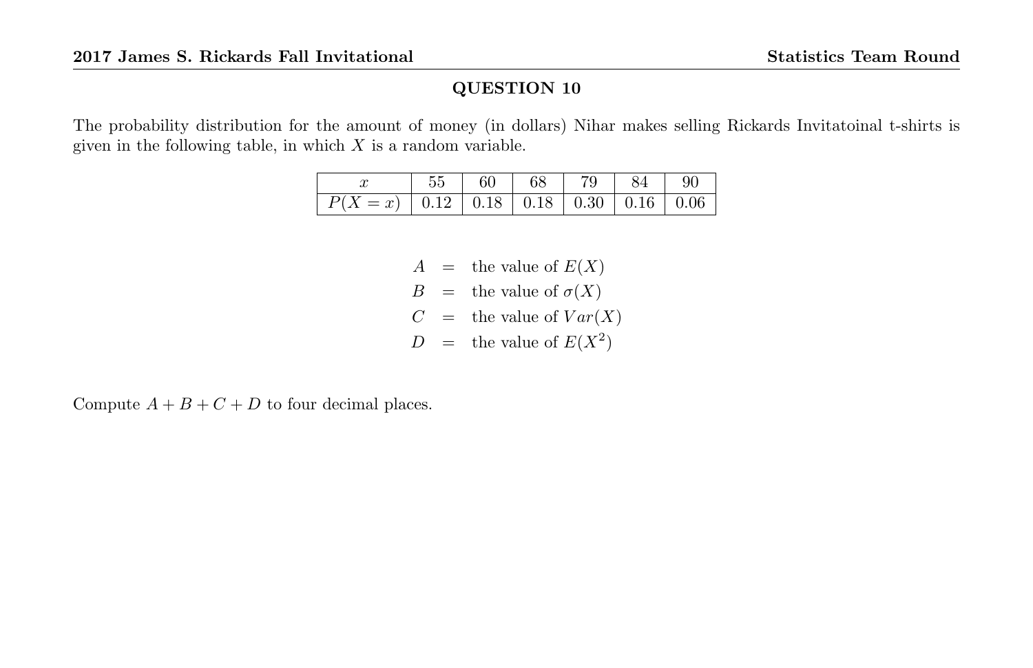## QUESTION 10

The probability distribution for the amount of money (in dollars) Nihar makes selling Rickards Invitatoinal t-shirts is given in the following table, in which $X$ is a random variable.

| $x$ | 55 | 60 | 68 | 79 | 84 | 90 |
|---|---|---|---|---|---|---|
| $P(X = x)$ | 0.12 | 0.18 | 0.18 | 0.30 | 0.16 | 0.06 |

$$
\begin{aligned}
A &= \text{the value of } E(X) \\
B &= \text{the value of } \sigma(X) \\
C &= \text{the value of } Var(X) \\
D &= \text{the value of } E(X^2)
\end{aligned}
$$

Compute $A + B + C + D$ to four decimal places.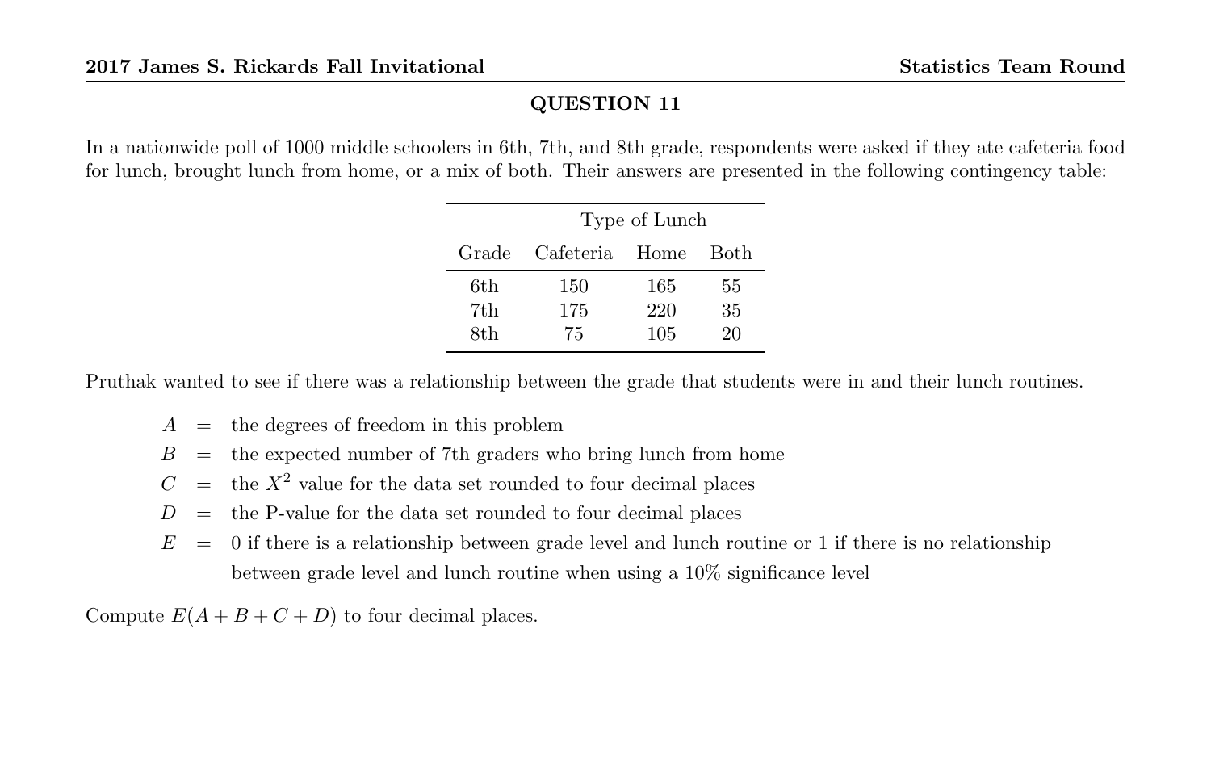## QUESTION 11

In a nationwide poll of 1000 middle schoolers in 6th, 7th, and 8th grade, respondents were asked if they ate cafeteria food for lunch, brought lunch from home, or a mix of both. Their answers are presented in the following contingency table:

| | Type of Lunch | | |
|---|---|---|---|
| Grade | Cafeteria | Home | Both |
| 6th | 150 | 165 | 55 |
| 7th | 175 | 220 | 35 |
| 8th | 75 | 105 | 20 |

Pruthak wanted to see if there was a relationship between the grade that students were in and their lunch routines.

$A$ = the degrees of freedom in this problem

$B$ = the expected number of 7th graders who bring lunch from home

$C$ = the $X^2$ value for the data set rounded to four decimal places

$D$ = the P-value for the data set rounded to four decimal places

$E$ = 0 if there is a relationship between grade level and lunch routine or 1 if there is no relationship between grade level and lunch routine when using a 10% significance level

Compute $E(A + B + C + D)$ to four decimal places.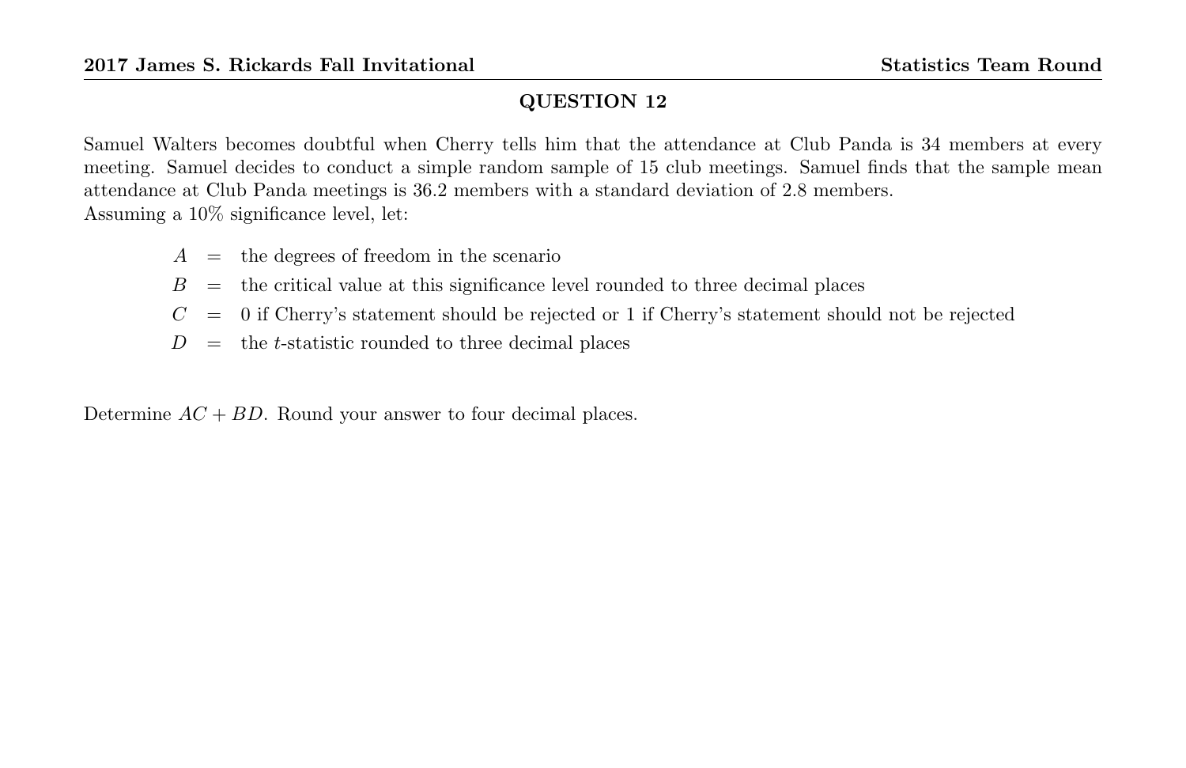## QUESTION 12

Samuel Walters becomes doubtful when Cherry tells him that the attendance at Club Panda is 34 members at every meeting. Samuel decides to conduct a simple random sample of 15 club meetings. Samuel finds that the sample mean attendance at Club Panda meetings is 36.2 members with a standard deviation of 2.8 members.
Assuming a 10% significance level, let:

$A$ = the degrees of freedom in the scenario

$B$ = the critical value at this significance level rounded to three decimal places

$C$ = 0 if Cherry's statement should be rejected or 1 if Cherry's statement should not be rejected

$D$ = the $t$-statistic rounded to three decimal places

Determine $AC + BD$. Round your answer to four decimal places.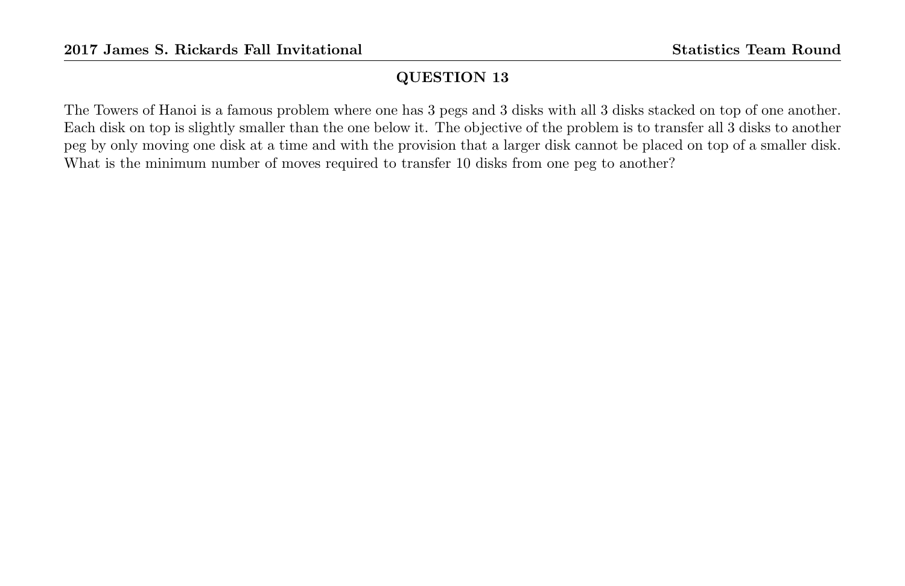## QUESTION 13

The Towers of Hanoi is a famous problem where one has 3 pegs and 3 disks with all 3 disks stacked on top of one another. Each disk on top is slightly smaller than the one below it. The objective of the problem is to transfer all 3 disks to another peg by only moving one disk at a time and with the provision that a larger disk cannot be placed on top of a smaller disk. What is the minimum number of moves required to transfer 10 disks from one peg to another?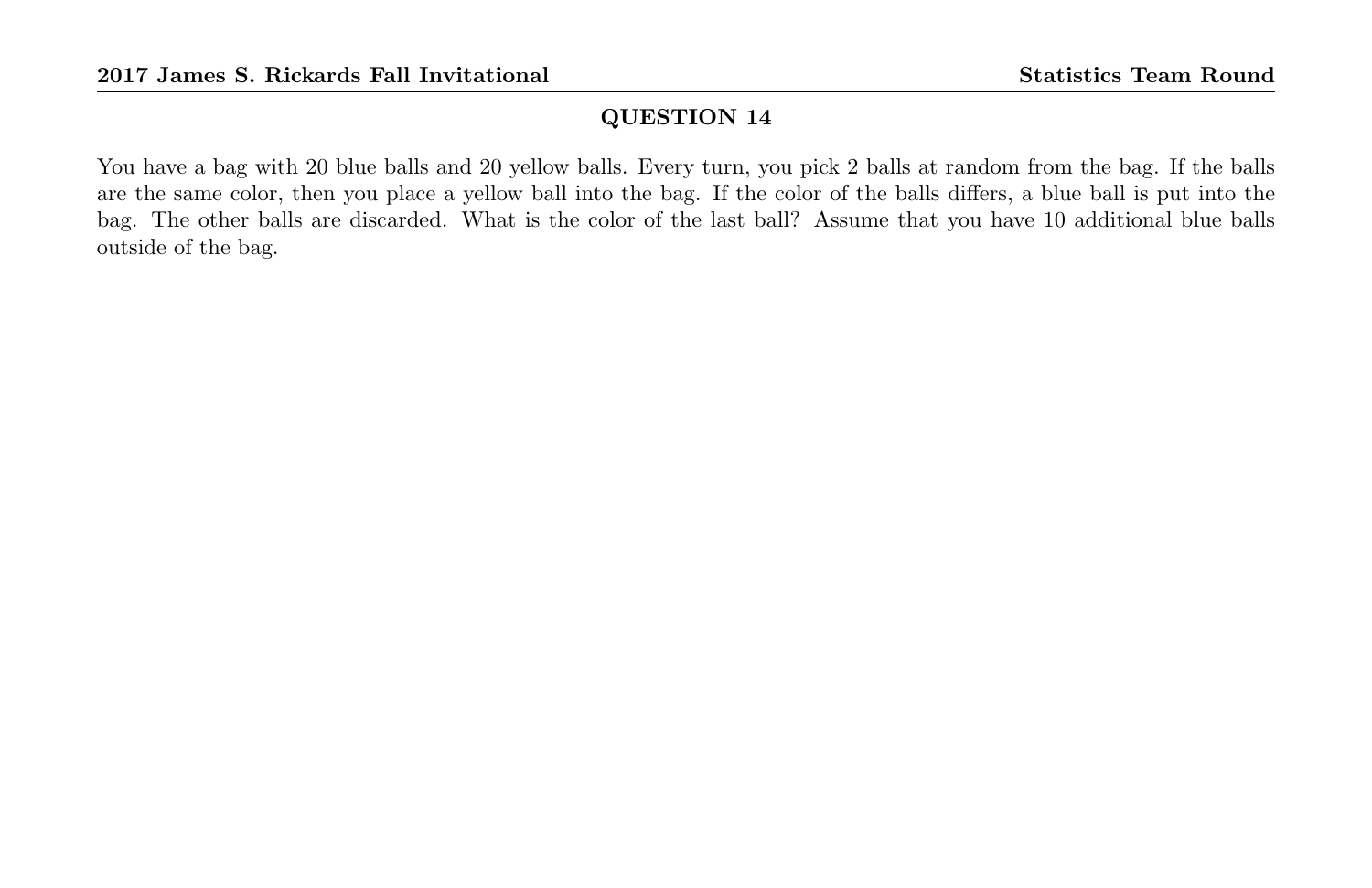## QUESTION 14

You have a bag with 20 blue balls and 20 yellow balls. Every turn, you pick 2 balls at random from the bag. If the balls are the same color, then you place a yellow ball into the bag. If the color of the balls differs, a blue ball is put into the bag. The other balls are discarded. What is the color of the last ball? Assume that you have 10 additional blue balls outside of the bag.